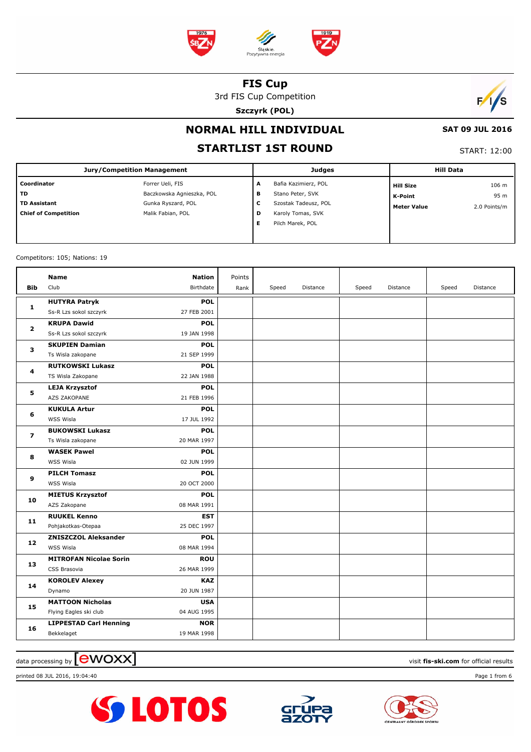# FIS Cup

3rd FIS Cup Competition

**Szczyrk (POL)**

## NORMAL HILL INDIVIDUAL

**SAT 09 JUL 2016**

## STARTLIST 1ST ROUND

START: 12:00

| Jury/Competition Management | | Judges | | Hill Data | |
|---|---|---|---|---|---|
| **Coordinator** | Forrer Ueli, FIS | **A** | Bafia Kazimierz, POL | **Hill Size** | 106 m |
| **TD** | Baczkowska Agnieszka, POL | **B** | Stano Peter, SVK | **K-Point** | 95 m |
| **TD Assistant** | Gunka Ryszard, POL | **C** | Szostak Tadeusz, POL | **Meter Value** | 2.0 Points/m |
| **Chief of Competition** | Malik Fabian, POL | **D** | Karoly Tomas, SVK | | |
| | | **E** | Pilch Marek, POL | | |

Competitors: 105; Nations: 19

| Bib | Name / Club | Nation / Birthdate | Points / Rank | Speed | Distance | Speed | Distance | Speed | Distance |
|---|---|---|---|---|---|---|---|---|---|
| 1 | **HUTYRA Patryk**<br>Ss-R Lzs sokol szczyrk | **POL**<br>27 FEB 2001 | | | | | | | |
| 2 | **KRUPA Dawid**<br>Ss-R Lzs sokol szczyrk | **POL**<br>19 JAN 1998 | | | | | | | |
| 3 | **SKUPIEN Damian**<br>Ts Wisla zakopane | **POL**<br>21 SEP 1999 | | | | | | | |
| 4 | **RUTKOWSKI Lukasz**<br>TS Wisla Zakopane | **POL**<br>22 JAN 1988 | | | | | | | |
| 5 | **LEJA Krzysztof**<br>AZS ZAKOPANE | **POL**<br>21 FEB 1996 | | | | | | | |
| 6 | **KUKULA Artur**<br>WSS Wisla | **POL**<br>17 JUL 1992 | | | | | | | |
| 7 | **BUKOWSKI Lukasz**<br>Ts Wisla zakopane | **POL**<br>20 MAR 1997 | | | | | | | |
| 8 | **WASEK Pawel**<br>WSS Wisla | **POL**<br>02 JUN 1999 | | | | | | | |
| 9 | **PILCH Tomasz**<br>WSS Wisla | **POL**<br>20 OCT 2000 | | | | | | | |
| 10 | **MIETUS Krzysztof**<br>AZS Zakopane | **POL**<br>08 MAR 1991 | | | | | | | |
| 11 | **RUUKEL Kenno**<br>Pohjakotkas-Otepaa | **EST**<br>25 DEC 1997 | | | | | | | |
| 12 | **ZNISZCZOL Aleksander**<br>WSS Wisla | **POL**<br>08 MAR 1994 | | | | | | | |
| 13 | **MITROFAN Nicolae Sorin**<br>CSS Brasovia | **ROU**<br>26 MAR 1999 | | | | | | | |
| 14 | **KOROLEV Alexey**<br>Dynamo | **KAZ**<br>20 JUN 1987 | | | | | | | |
| 15 | **MATTOON Nicholas**<br>Flying Eagles ski club | **USA**<br>04 AUG 1995 | | | | | | | |
| 16 | **LIPPESTAD Carl Henning**<br>Bekkelaget | **NOR**<br>19 MAR 1998 | | | | | | | |

data processing by ewoxx — visit **fis-ski.com** for official results

printed 08 JUL 2016, 19:04:40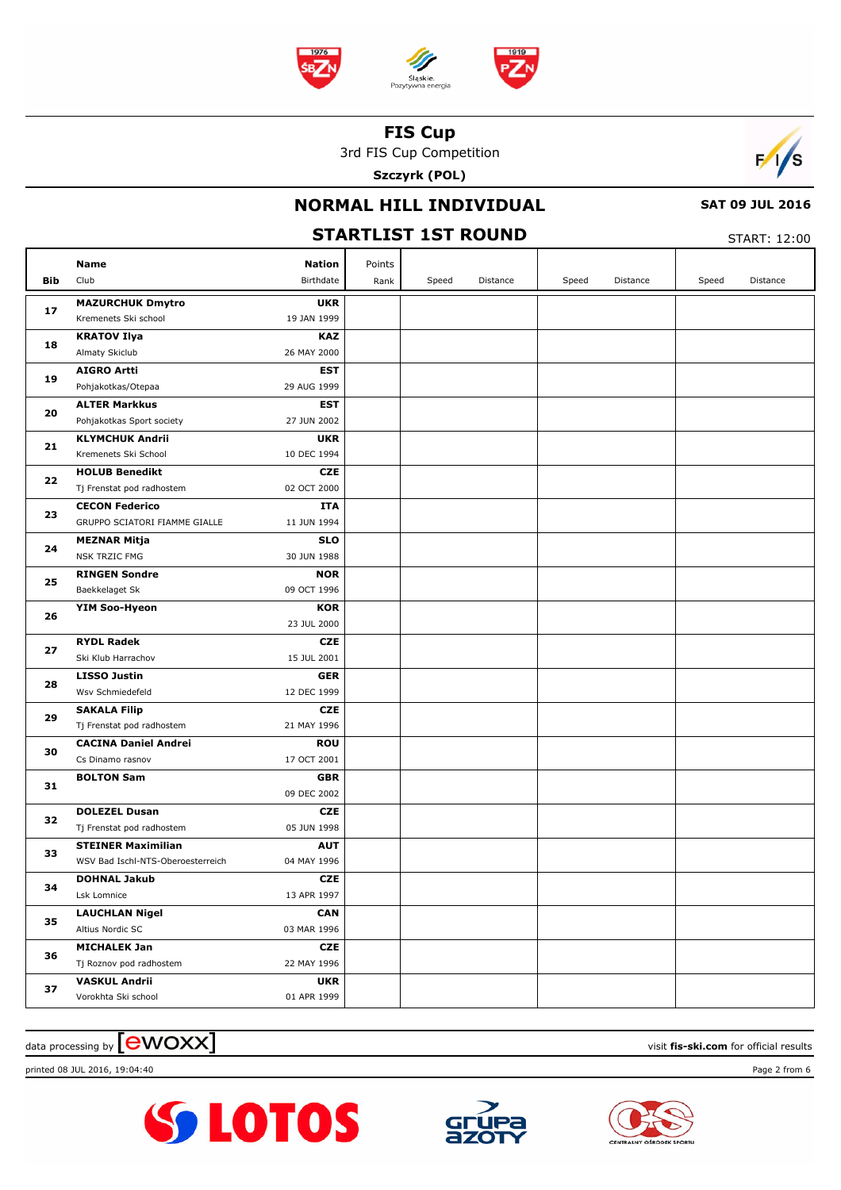# FIS Cup

3rd FIS Cup Competition

**Szczyrk (POL)**

## NORMAL HILL INDIVIDUAL

**SAT 09 JUL 2016**

## STARTLIST 1ST ROUND

START: 12:00

| Bib | Name / Club | Nation / Birthdate | Points / Rank | Speed | Distance | Speed | Distance | Speed | Distance |
|---|---|---|---|---|---|---|---|---|---|
| 17 | **MAZURCHUK Dmytro** Kremenets Ski school | **UKR** 19 JAN 1999 | | | | | | | |
| 18 | **KRATOV Ilya** Almaty Skiclub | **KAZ** 26 MAY 2000 | | | | | | | |
| 19 | **AIGRO Artti** Pohjakotkas/Otepaa | **EST** 29 AUG 1999 | | | | | | | |
| 20 | **ALTER Markkus** Pohjakotkas Sport society | **EST** 27 JUN 2002 | | | | | | | |
| 21 | **KLYMCHUK Andrii** Kremenets Ski School | **UKR** 10 DEC 1994 | | | | | | | |
| 22 | **HOLUB Benedikt** Tj Frenstat pod radhostem | **CZE** 02 OCT 2000 | | | | | | | |
| 23 | **CECON Federico** GRUPPO SCIATORI FIAMME GIALLE | **ITA** 11 JUN 1994 | | | | | | | |
| 24 | **MEZNAR Mitja** NSK TRZIC FMG | **SLO** 30 JUN 1988 | | | | | | | |
| 25 | **RINGEN Sondre** Baekkelaget Sk | **NOR** 09 OCT 1996 | | | | | | | |
| 26 | **YIM Soo-Hyeon** | **KOR** 23 JUL 2000 | | | | | | | |
| 27 | **RYDL Radek** Ski Klub Harrachov | **CZE** 15 JUL 2001 | | | | | | | |
| 28 | **LISSO Justin** Wsv Schmiedefeld | **GER** 12 DEC 1999 | | | | | | | |
| 29 | **SAKALA Filip** Tj Frenstat pod radhostem | **CZE** 21 MAY 1996 | | | | | | | |
| 30 | **CACINA Daniel Andrei** Cs Dinamo rasnov | **ROU** 17 OCT 2001 | | | | | | | |
| 31 | **BOLTON Sam** | **GBR** 09 DEC 2002 | | | | | | | |
| 32 | **DOLEZEL Dusan** Tj Frenstat pod radhostem | **CZE** 05 JUN 1998 | | | | | | | |
| 33 | **STEINER Maximilian** WSV Bad Ischl-NTS-Oberoesterreich | **AUT** 04 MAY 1996 | | | | | | | |
| 34 | **DOHNAL Jakub** Lsk Lomnice | **CZE** 13 APR 1997 | | | | | | | |
| 35 | **LAUCHLAN Nigel** Altius Nordic SC | **CAN** 03 MAR 1996 | | | | | | | |
| 36 | **MICHALEK Jan** Tj Roznov pod radhostem | **CZE** 22 MAY 1996 | | | | | | | |
| 37 | **VASKUL Andrii** Vorokhta Ski school | **UKR** 01 APR 1999 | | | | | | | |

data processing by [ewoxx] visit **fis-ski.com** for official results

printed 08 JUL 2016, 19:04:40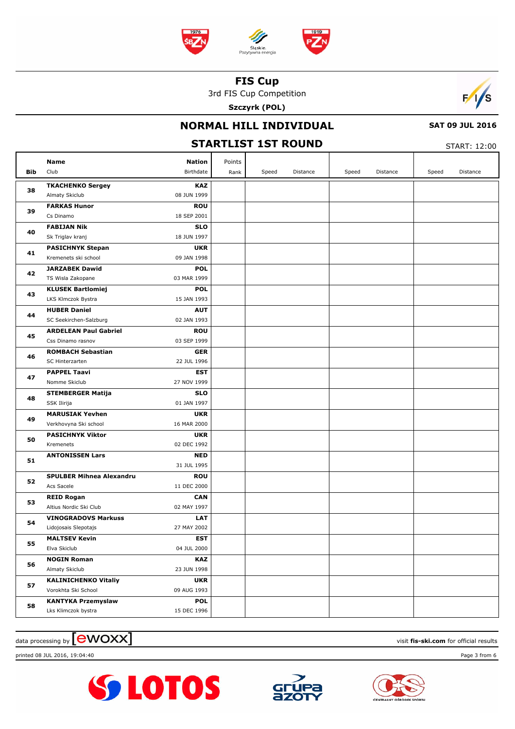# FIS Cup

3rd FIS Cup Competition

**Szczyrk (POL)**

## NORMAL HILL INDIVIDUAL

**SAT 09 JUL 2016**

## STARTLIST 1ST ROUND

START: 12:00

| Bib | Name / Club | Nation / Birthdate | Points / Rank | Speed | Distance | Speed | Distance | Speed | Distance |
|---|---|---|---|---|---|---|---|---|---|
| 38 | **TKACHENKO Sergey**<br>Almaty Skiclub | **KAZ**<br>08 JUN 1999 | | | | | | | |
| 39 | **FARKAS Hunor**<br>Cs Dinamo | **ROU**<br>18 SEP 2001 | | | | | | | |
| 40 | **FABIJAN Nik**<br>Sk Triglav kranj | **SLO**<br>18 JUN 1997 | | | | | | | |
| 41 | **PASICHNYK Stepan**<br>Kremenets ski school | **UKR**<br>09 JAN 1998 | | | | | | | |
| 42 | **JARZABEK Dawid**<br>TS Wisla Zakopane | **POL**<br>03 MAR 1999 | | | | | | | |
| 43 | **KLUSEK Bartlomiej**<br>LKS Klmczok Bystra | **POL**<br>15 JAN 1993 | | | | | | | |
| 44 | **HUBER Daniel**<br>SC Seekirchen-Salzburg | **AUT**<br>02 JAN 1993 | | | | | | | |
| 45 | **ARDELEAN Paul Gabriel**<br>Css Dinamo rasnov | **ROU**<br>03 SEP 1999 | | | | | | | |
| 46 | **ROMBACH Sebastian**<br>SC Hinterzarten | **GER**<br>22 JUL 1996 | | | | | | | |
| 47 | **PAPPEL Taavi**<br>Nomme Skiclub | **EST**<br>27 NOV 1999 | | | | | | | |
| 48 | **STEMBERGER Matija**<br>SSK Ilirija | **SLO**<br>01 JAN 1997 | | | | | | | |
| 49 | **MARUSIAK Yevhen**<br>Verkhovyna Ski school | **UKR**<br>16 MAR 2000 | | | | | | | |
| 50 | **PASICHNYK Viktor**<br>Kremenets | **UKR**<br>02 DEC 1992 | | | | | | | |
| 51 | **ANTONISSEN Lars** | **NED**<br>31 JUL 1995 | | | | | | | |
| 52 | **SPULBER Mihnea Alexandru**<br>Acs Sacele | **ROU**<br>11 DEC 2000 | | | | | | | |
| 53 | **REID Rogan**<br>Altius Nordic Ski Club | **CAN**<br>02 MAY 1997 | | | | | | | |
| 54 | **VINOGRADOVS Markuss**<br>Lidojosais Slepotajs | **LAT**<br>27 MAY 2002 | | | | | | | |
| 55 | **MALTSEV Kevin**<br>Elva Skiclub | **EST**<br>04 JUL 2000 | | | | | | | |
| 56 | **NOGIN Roman**<br>Almaty Skiclub | **KAZ**<br>23 JUN 1998 | | | | | | | |
| 57 | **KALINICHENKO Vitaliy**<br>Vorokhta Ski School | **UKR**<br>09 AUG 1993 | | | | | | | |
| 58 | **KANTYKA Przemyslaw**<br>Lks Klimczok bystra | **POL**<br>15 DEC 1996 | | | | | | | |

data processing by ewoxx — visit **fis-ski.com** for official results

printed 08 JUL 2016, 19:04:40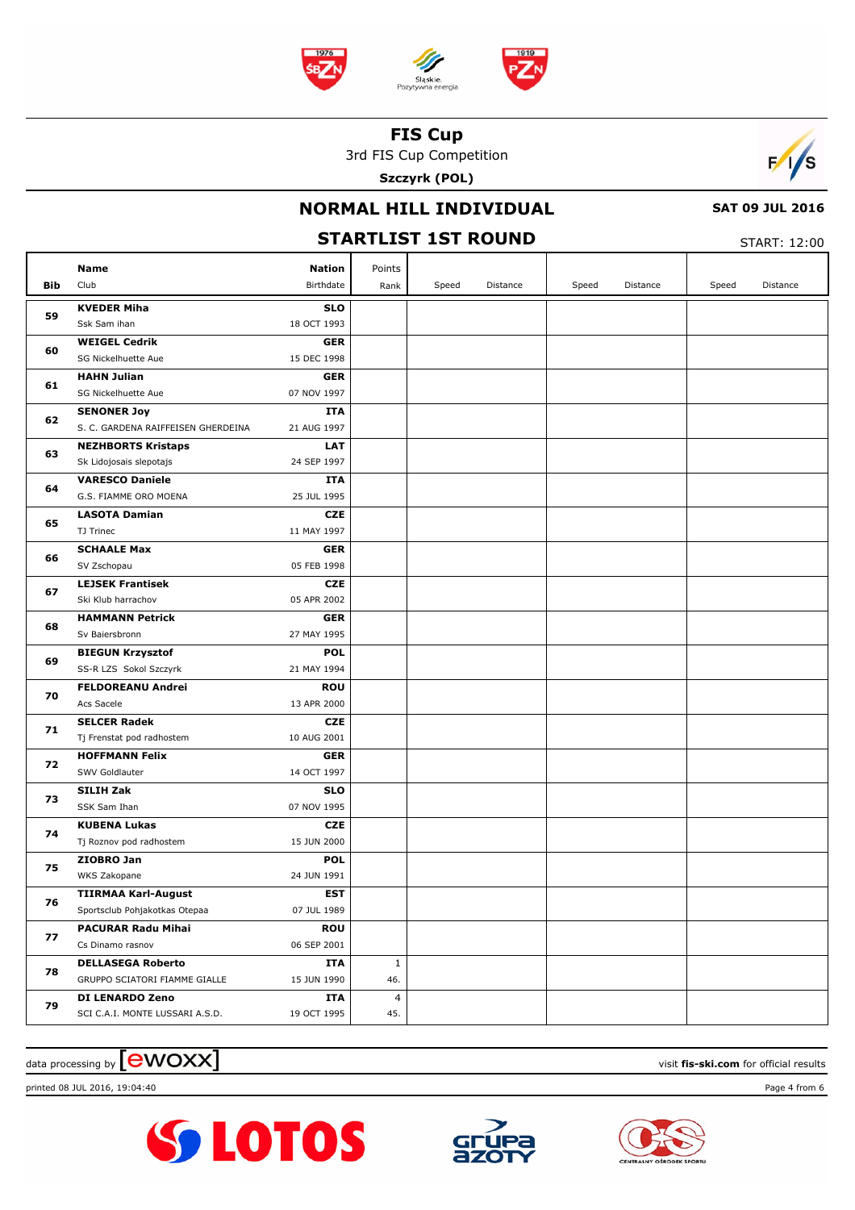# FIS Cup

3rd FIS Cup Competition

**Szczyrk (POL)**

## NORMAL HILL INDIVIDUAL

**SAT 09 JUL 2016**

## STARTLIST 1ST ROUND

START: 12:00

| Bib | Name / Club | Nation / Birthdate | Points / Rank | Speed | Distance | Speed | Distance | Speed | Distance |
|---|---|---|---|---|---|---|---|---|---|
| 59 | **KVEDER Miha** Ssk Sam ihan | **SLO** 18 OCT 1993 | | | | | | | |
| 60 | **WEIGEL Cedrik** SG Nickelhuette Aue | **GER** 15 DEC 1998 | | | | | | | |
| 61 | **HAHN Julian** SG Nickelhuette Aue | **GER** 07 NOV 1997 | | | | | | | |
| 62 | **SENONER Joy** S. C. GARDENA RAIFFEISEN GHERDEINA | **ITA** 21 AUG 1997 | | | | | | | |
| 63 | **NEZHBORTS Kristaps** Sk Lidojosais slepotajs | **LAT** 24 SEP 1997 | | | | | | | |
| 64 | **VARESCO Daniele** G.S. FIAMME ORO MOENA | **ITA** 25 JUL 1995 | | | | | | | |
| 65 | **LASOTA Damian** TJ Trinec | **CZE** 11 MAY 1997 | | | | | | | |
| 66 | **SCHAALE Max** SV Zschopau | **GER** 05 FEB 1998 | | | | | | | |
| 67 | **LEJSEK Frantisek** Ski Klub harrachov | **CZE** 05 APR 2002 | | | | | | | |
| 68 | **HAMMANN Petrick** Sv Baiersbronn | **GER** 27 MAY 1995 | | | | | | | |
| 69 | **BIEGUN Krzysztof** SS-R LZS Sokol Szczyrk | **POL** 21 MAY 1994 | | | | | | | |
| 70 | **FELDOREANU Andrei** Acs Sacele | **ROU** 13 APR 2000 | | | | | | | |
| 71 | **SELCER Radek** Tj Frenstat pod radhostem | **CZE** 10 AUG 2001 | | | | | | | |
| 72 | **HOFFMANN Felix** SWV Goldlauter | **GER** 14 OCT 1997 | | | | | | | |
| 73 | **SILIH Zak** SSK Sam Ihan | **SLO** 07 NOV 1995 | | | | | | | |
| 74 | **KUBENA Lukas** Tj Roznov pod radhostem | **CZE** 15 JUN 2000 | | | | | | | |
| 75 | **ZIOBRO Jan** WKS Zakopane | **POL** 24 JUN 1991 | | | | | | | |
| 76 | **TIIRMAA Karl-August** Sportsclub Pohjakotkas Otepaa | **EST** 07 JUL 1989 | | | | | | | |
| 77 | **PACURAR Radu Mihai** Cs Dinamo rasnov | **ROU** 06 SEP 2001 | | | | | | | |
| 78 | **DELLASEGA Roberto** GRUPPO SCIATORI FIAMME GIALLE | **ITA** 15 JUN 1990 | 1 46. | | | | | | |
| 79 | **DI LENARDO Zeno** SCI C.A.I. MONTE LUSSARI A.S.D. | **ITA** 19 OCT 1995 | 4 45. | | | | | | |

data processing by ewoxx — visit fis-ski.com for official results

printed 08 JUL 2016, 19:04:40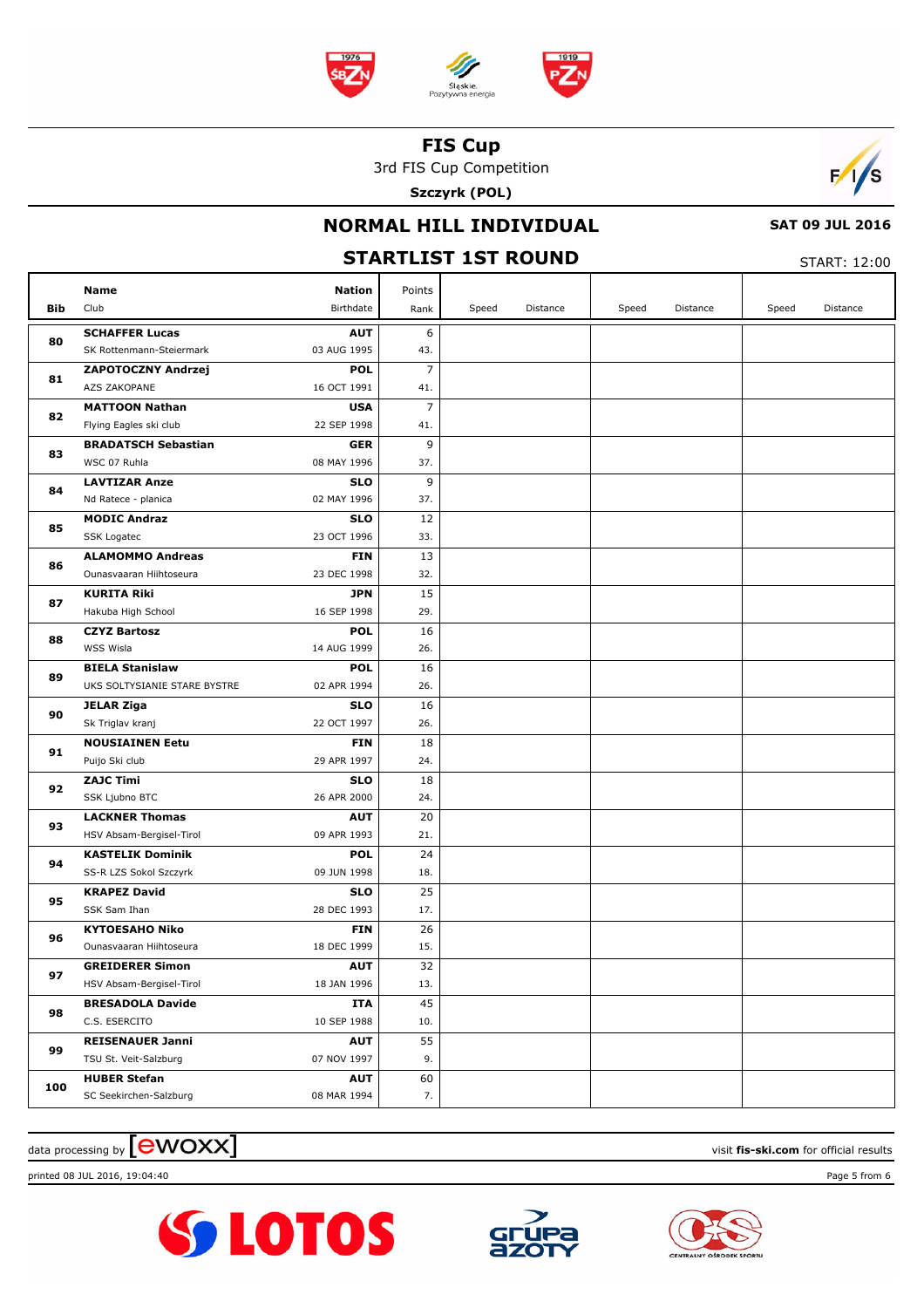# FIS Cup

3rd FIS Cup Competition

**Szczyrk (POL)**

## NORMAL HILL INDIVIDUAL

**SAT 09 JUL 2016**

## STARTLIST 1ST ROUND

START: 12:00

| Bib | Name / Club | Nation / Birthdate | Points / Rank | Speed | Distance | Speed | Distance | Speed | Distance |
|---|---|---|---|---|---|---|---|---|---|
| 80 | **SCHAFFER Lucas**<br>SK Rottenmann-Steiermark | **AUT**<br>03 AUG 1995 | 6<br>43. | | | | | | |
| 81 | **ZAPOTOCZNY Andrzej**<br>AZS ZAKOPANE | **POL**<br>16 OCT 1991 | 7<br>41. | | | | | | |
| 82 | **MATTOON Nathan**<br>Flying Eagles ski club | **USA**<br>22 SEP 1998 | 7<br>41. | | | | | | |
| 83 | **BRADATSCH Sebastian**<br>WSC 07 Ruhla | **GER**<br>08 MAY 1996 | 9<br>37. | | | | | | |
| 84 | **LAVTIZAR Anze**<br>Nd Ratece - planica | **SLO**<br>02 MAY 1996 | 9<br>37. | | | | | | |
| 85 | **MODIC Andraz**<br>SSK Logatec | **SLO**<br>23 OCT 1996 | 12<br>33. | | | | | | |
| 86 | **ALAMOMMO Andreas**<br>Ounasvaaran Hiihtoseura | **FIN**<br>23 DEC 1998 | 13<br>32. | | | | | | |
| 87 | **KURITA Riki**<br>Hakuba High School | **JPN**<br>16 SEP 1998 | 15<br>29. | | | | | | |
| 88 | **CZYZ Bartosz**<br>WSS Wisla | **POL**<br>14 AUG 1999 | 16<br>26. | | | | | | |
| 89 | **BIELA Stanislaw**<br>UKS SOLTYSIANIE STARE BYSTRE | **POL**<br>02 APR 1994 | 16<br>26. | | | | | | |
| 90 | **JELAR Ziga**<br>Sk Triglav kranj | **SLO**<br>22 OCT 1997 | 16<br>26. | | | | | | |
| 91 | **NOUSIAINEN Eetu**<br>Puijo Ski club | **FIN**<br>29 APR 1997 | 18<br>24. | | | | | | |
| 92 | **ZAJC Timi**<br>SSK Ljubno BTC | **SLO**<br>26 APR 2000 | 18<br>24. | | | | | | |
| 93 | **LACKNER Thomas**<br>HSV Absam-Bergisel-Tirol | **AUT**<br>09 APR 1993 | 20<br>21. | | | | | | |
| 94 | **KASTELIK Dominik**<br>SS-R LZS Sokol Szczyrk | **POL**<br>09 JUN 1998 | 24<br>18. | | | | | | |
| 95 | **KRAPEZ David**<br>SSK Sam Ihan | **SLO**<br>28 DEC 1993 | 25<br>17. | | | | | | |
| 96 | **KYTOESAHO Niko**<br>Ounasvaaran Hiihtoseura | **FIN**<br>18 DEC 1999 | 26<br>15. | | | | | | |
| 97 | **GREIDERER Simon**<br>HSV Absam-Bergisel-Tirol | **AUT**<br>18 JAN 1996 | 32<br>13. | | | | | | |
| 98 | **BRESADOLA Davide**<br>C.S. ESERCITO | **ITA**<br>10 SEP 1988 | 45<br>10. | | | | | | |
| 99 | **REISENAUER Janni**<br>TSU St. Veit-Salzburg | **AUT**<br>07 NOV 1997 | 55<br>9. | | | | | | |
| 100 | **HUBER Stefan**<br>SC Seekirchen-Salzburg | **AUT**<br>08 MAR 1994 | 60<br>7. | | | | | | |

data processing by ewoxx — visit **fis-ski.com** for official results

printed 08 JUL 2016, 19:04:40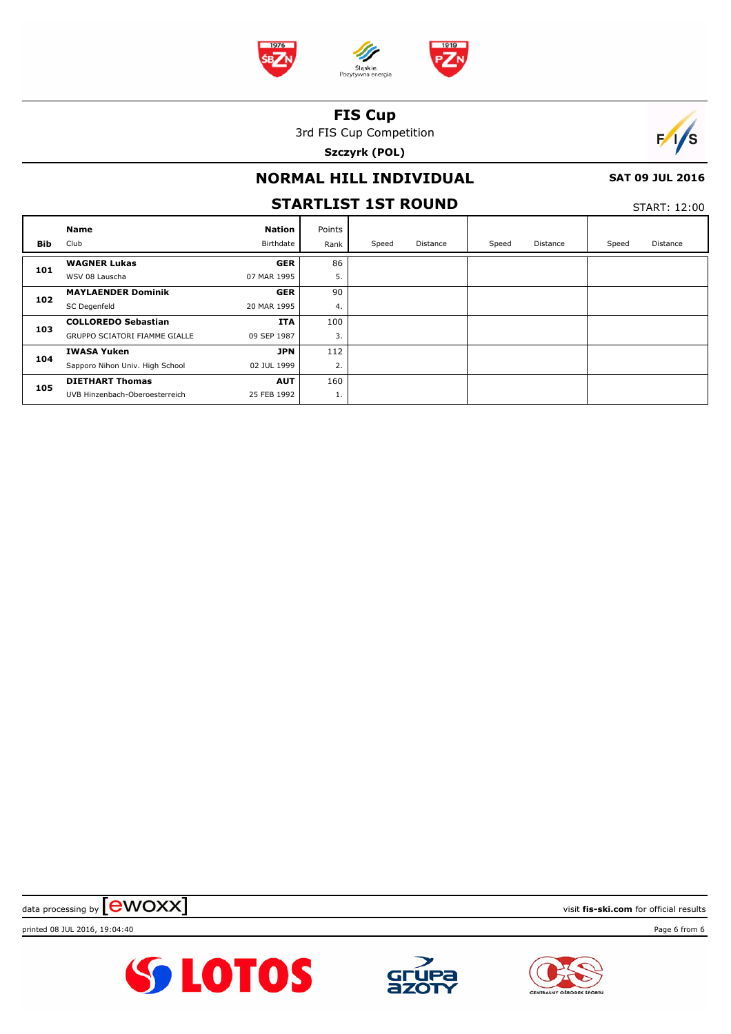# FIS Cup

3rd FIS Cup Competition

**Szczyrk (POL)**

## NORMAL HILL INDIVIDUAL

**SAT 09 JUL 2016**

## STARTLIST 1ST ROUND

START: 12:00

| Bib | Name / Club | Nation / Birthdate | Points / Rank | Speed | Distance | Speed | Distance | Speed | Distance |
|---|---|---|---|---|---|---|---|---|---|
| 101 | **WAGNER Lukas** | **GER** | 86 | | | | | | |
| | WSV 08 Lauscha | 07 MAR 1995 | 5. | | | | | | |
| 102 | **MAYLAENDER Dominik** | **GER** | 90 | | | | | | |
| | SC Degenfeld | 20 MAR 1995 | 4. | | | | | | |
| 103 | **COLLOREDO Sebastian** | **ITA** | 100 | | | | | | |
| | GRUPPO SCIATORI FIAMME GIALLE | 09 SEP 1987 | 3. | | | | | | |
| 104 | **IWASA Yuken** | **JPN** | 112 | | | | | | |
| | Sapporo Nihon Univ. High School | 02 JUL 1999 | 2. | | | | | | |
| 105 | **DIETHART Thomas** | **AUT** | 160 | | | | | | |
| | UVB Hinzenbach-Oberoesterreich | 25 FEB 1992 | 1. | | | | | | |

data processing by [ewoxx]

visit **fis-ski.com** for official results

printed 08 JUL 2016, 19:04:40